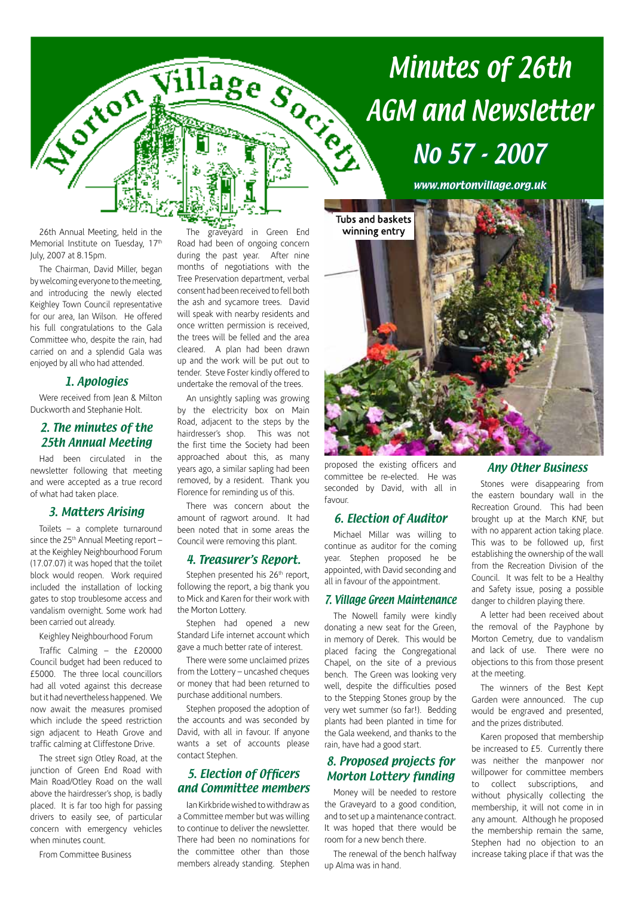# Minutes of 26th AGM and Newsletter No 57 - 2007

Morton Village Society

www.mortonvillage.org.uk

26th Annual Meeting, held in the Memorial Institute on Tuesday, 17th July, 2007 at 8.15pm.

The Chairman, David Miller, began by welcoming everyone to the meeting, and introducing the newly elected Keighley Town Council representative for our area, Ian Wilson. He offered his full congratulations to the Gala Committee who, despite the rain, had carried on and a splendid Gala was enjoyed by all who had attended.

## 1. Apologies

Were received from Jean & Milton Duckworth and Stephanie Holt.

## 2. The minutes of the 25th Annual Meeting

Had been circulated in the newsletter following that meeting and were accepted as a true record of what had taken place.

## 3. Matters Arising

Toilets – a complete turnaround since the 25th Annual Meeting report – at the Keighley Neighbourhood Forum (17.07.07) it was hoped that the toilet block would reopen. Work required included the installation of locking gates to stop troublesome access and vandalism overnight. Some work had been carried out already.

Keighley Neighbourhood Forum

Traffic Calming – the £20000 Council budget had been reduced to £5000. The three local councillors had all voted against this decrease but it had nevertheless happened. We now await the measures promised which include the speed restriction sign adjacent to Heath Grove and traffic calming at Cliffestone Drive.

The street sign Otley Road, at the junction of Green End Road with Main Road/Otley Road on the wall above the hairdresser's shop, is badly placed. It is far too high for passing drivers to easily see, of particular concern with emergency vehicles when minutes count.

From Committee Business

The graveyard in Green End Road had been of ongoing concern during the past year. After nine months of negotiations with the Tree Preservation department, verbal consent had been received to fell both the ash and sycamore trees. David will speak with nearby residents and once written permission is received, the trees will be felled and the area cleared. A plan had been drawn up and the work will be put out to tender. Steve Foster kindly offered to undertake the removal of the trees.

An unsightly sapling was growing by the electricity box on Main Road, adjacent to the steps by the hairdresser's shop. This was not the first time the Society had been approached about this, as many years ago, a similar sapling had been removed, by a resident. Thank you Florence for reminding us of this.

There was concern about the amount of ragwort around. It had been noted that in some areas the Council were removing this plant.

## 4. Treasurer's Report.

Stephen presented his 26th report, following the report, a big thank you to Mick and Karen for their work with the Morton Lottery.

Stephen had opened a new Standard Life internet account which gave a much better rate of interest.

There were some unclaimed prizes from the Lottery – uncashed cheques or money that had been returned to purchase additional numbers.

Stephen proposed the adoption of the accounts and was seconded by David, with all in favour. If anyone wants a set of accounts please contact Stephen.

## 5. Election of Officers and Committee members

Ian Kirkbride wished to withdraw as a Committee member but was willing to continue to deliver the newsletter. There had been no nominations for the committee other than those members already standing. Stephen proposed the existing officers and committee be re-elected. He was seconded by David, with all in favour.

Tubs and baskets winning entry

## 6. Election of Auditor

Michael Millar was willing to continue as auditor for the coming year. Stephen proposed he be appointed, with David seconding and all in favour of the appointment.

## 7. Village Green Maintenance

The Nowell family were kindly donating a new seat for the Green, in memory of Derek. This would be placed facing the Congregational Chapel, on the site of a previous bench. The Green was looking very well, despite the difficulties posed to the Stepping Stones group by the very wet summer (so far!). Bedding plants had been planted in time for the Gala weekend, and thanks to the rain, have had a good start.

## 8. Proposed projects for Morton Lottery funding

Money will be needed to restore the Graveyard to a good condition, and to set up a maintenance contract. It was hoped that there would be room for a new bench there.

The renewal of the bench halfway up Alma was in hand.

## Any Other Business

Stones were disappearing from the eastern boundary wall in the Recreation Ground. This had been brought up at the March KNF, but with no apparent action taking place. This was to be followed up, first establishing the ownership of the wall from the Recreation Division of the Council. It was felt to be a Healthy and Safety issue, posing a possible danger to children playing there.

A letter had been received about the removal of the Payphone by Morton Cemetry, due to vandalism and lack of use. There were no objections to this from those present at the meeting.

The winners of the Best Kept Garden were announced. The cup would be engraved and presented, and the prizes distributed.

Karen proposed that membership be increased to £5. Currently there was neither the manpower nor willpower for committee members to collect subscriptions, and without physically collecting the membership, it will not come in in any amount. Although he proposed the membership remain the same, Stephen had no objection to an increase taking place if that was the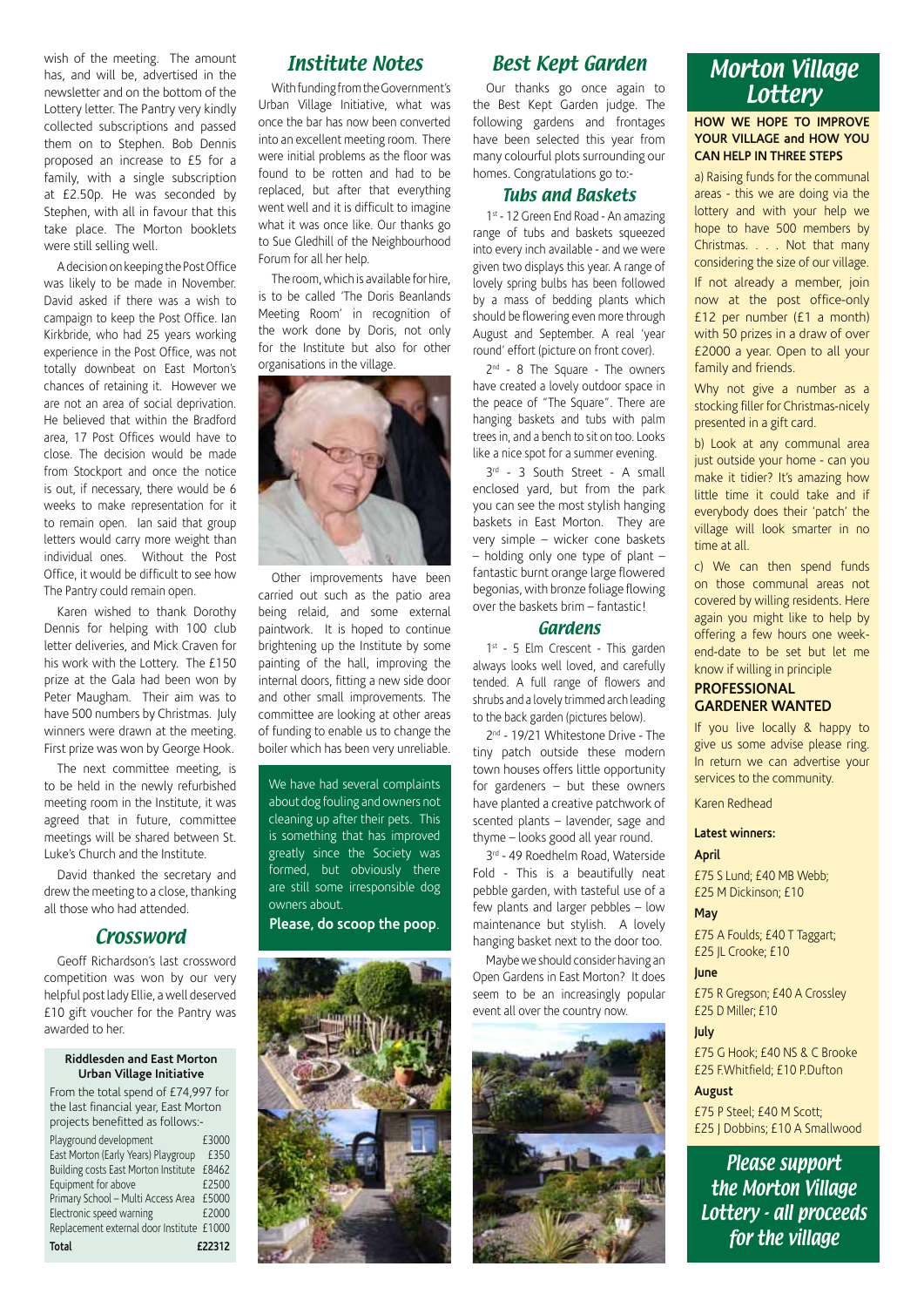wish of the meeting. The amount has, and will be, advertised in the newsletter and on the bottom of the Lottery letter. The Pantry very kindly collected subscriptions and passed them on to Stephen. Bob Dennis proposed an increase to £5 for a family, with a single subscription at £2.50p. He was seconded by Stephen, with all in favour that this take place. The Morton booklets were still selling well.

A decision on keeping the Post Office was likely to be made in November. David asked if there was a wish to campaign to keep the Post Office. Ian Kirkbride, who had 25 years working experience in the Post Office, was not totally downbeat on East Morton's chances of retaining it. However we are not an area of social deprivation. He believed that within the Bradford area, 17 Post Offices would have to close. The decision would be made from Stockport and once the notice is out, if necessary, there would be 6 weeks to make representation for it to remain open. Ian said that group letters would carry more weight than individual ones. Without the Post Office, it would be difficult to see how The Pantry could remain open.

Karen wished to thank Dorothy Dennis for helping with 100 club letter deliveries, and Mick Craven for his work with the Lottery. The £150 prize at the Gala had been won by Peter Maugham. Their aim was to have 500 numbers by Christmas. July winners were drawn at the meeting. First prize was won by George Hook.

The next committee meeting, is to be held in the newly refurbished meeting room in the Institute, it was agreed that in future, committee meetings will be shared between St. Luke's Church and the Institute.

David thanked the secretary and drew the meeting to a close, thanking all those who had attended.

## Crossword

Geoff Richardson's last crossword competition was won by our very helpful post lady Ellie, a well deserved £10 gift voucher for the Pantry was awarded to her.

**Riddlesden and East Morton Urban Village Initiative**

From the total spend of £74,997 for the last financial year, East Morton projects benefitted as follows:-

| Project | Amount |
|---|---|
| Playground development | £3000 |
| East Morton (Early Years) Playgroup | £350 |
| Building costs East Morton Institute | £8462 |
| Equipment for above | £2500 |
| Primary School – Multi Access Area | £5000 |
| Electronic speed warning | £2000 |
| Replacement external door Institute | £1000 |
| **Total** | **£22312** |

## Institute Notes

With funding from the Government's Urban Village Initiative, what was once the bar has now been converted into an excellent meeting room. There were initial problems as the floor was found to be rotten and had to be replaced, but after that everything went well and it is difficult to imagine what it was once like. Our thanks go to Sue Gledhill of the Neighbourhood Forum for all her help.

The room, which is available for hire, is to be called 'The Doris Beanlands Meeting Room' in recognition of the work done by Doris, not only for the Institute but also for other organisations in the village.

Other improvements have been carried out such as the patio area being relaid, and some external paintwork. It is hoped to continue brightening up the Institute by some painting of the hall, improving the internal doors, fitting a new side door and other small improvements. The committee are looking at other areas of funding to enable us to change the boiler which has been very unreliable.

We have had several complaints about dog fouling and owners not cleaning up after their pets. This is something that has improved greatly since the Society was formed, but obviously there are still some irresponsible dog owners about.

**Please, do scoop the poop**.

## Best Kept Garden

Our thanks go once again to the Best Kept Garden judge. The following gardens and frontages have been selected this year from many colourful plots surrounding our homes. Congratulations go to:-

### Tubs and Baskets

1st - 12 Green End Road - An amazing range of tubs and baskets squeezed into every inch available - and we were given two displays this year. A range of lovely spring bulbs has been followed by a mass of bedding plants which should be flowering even more through August and September. A real 'year round' effort (picture on front cover).

2nd - 8 The Square - The owners have created a lovely outdoor space in the peace of "The Square". There are hanging baskets and tubs with palm trees in, and a bench to sit on too. Looks like a nice spot for a summer evening.

3rd - 3 South Street - A small enclosed yard, but from the park you can see the most stylish hanging baskets in East Morton. They are very simple – wicker cone baskets – holding only one type of plant – fantastic burnt orange large flowered begonias, with bronze foliage flowing over the baskets brim – fantastic!

### Gardens

1st - 5 Elm Crescent - This garden always looks well loved, and carefully tended. A full range of flowers and shrubs and a lovely trimmed arch leading to the back garden (pictures below).

2nd - 19/21 Whitestone Drive - The tiny patch outside these modern town houses offers little opportunity for gardeners – but these owners have planted a creative patchwork of scented plants – lavender, sage and thyme – looks good all year round.

3rd - 49 Roedhelm Road, Waterside Fold - This is a beautifully neat pebble garden, with tasteful use of a few plants and larger pebbles – low maintenance but stylish. A lovely hanging basket next to the door too.

Maybe we should consider having an Open Gardens in East Morton? It does seem to be an increasingly popular event all over the country now.

## Morton Village Lottery

**HOW WE HOPE TO IMPROVE YOUR VILLAGE and HOW YOU CAN HELP IN THREE STEPS**

a) Raising funds for the communal areas - this we are doing via the lottery and with your help we hope to have 500 members by Christmas. . . . Not that many considering the size of our village.

If not already a member, join now at the post office-only £12 per number (£1 a month) with 50 prizes in a draw of over £2000 a year. Open to all your family and friends.

Why not give a number as a stocking filler for Christmas-nicely presented in a gift card.

b) Look at any communal area just outside your home - can you make it tidier? It's amazing how little time it could take and if everybody does their 'patch' the village will look smarter in no time at all.

c) We can then spend funds on those communal areas not covered by willing residents. Here again you might like to help by offering a few hours one weekend-date to be set but let me know if willing in principle

**PROFESSIONAL GARDENER WANTED**

If you live locally & happy to give us some advise please ring. In return we can advertise your services to the community.

Karen Redhead

**Latest winners:**

**April**

£75 S Lund; £40 MB Webb; £25 M Dickinson; £10

**May**

£75 A Foulds; £40 T Taggart; £25 JL Crooke; £10

**June**

£75 R Gregson; £40 A Crossley £25 D Miller; £10

**July**

£75 G Hook; £40 NS & C Brooke £25 F.Whitfield; £10 P.Dufton

**August**

£75 P Steel; £40 M Scott; £25 J Dobbins; £10 A Smallwood

***Please support the Morton Village Lottery - all proceeds for the village***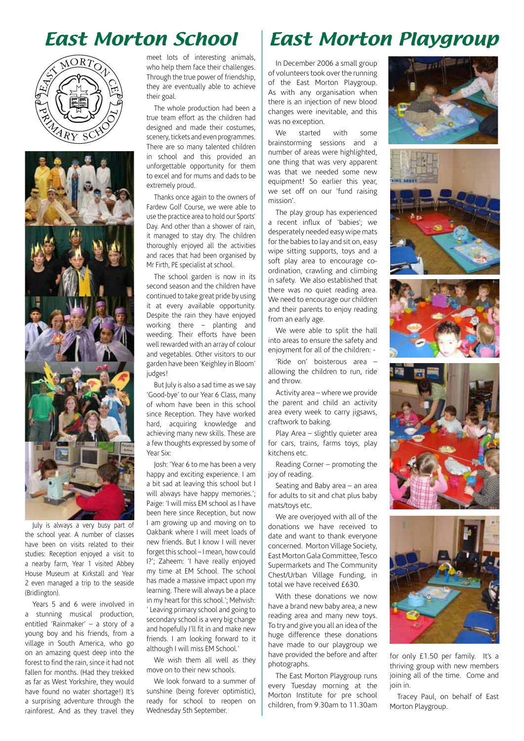# East Morton School

July is always a very busy part of the school year. A number of classes have been on visits related to their studies: Reception enjoyed a visit to a nearby farm, Year 1 visited Abbey House Museum at Kirkstall and Year 2 even managed a trip to the seaside (Bridlington).

Years 5 and 6 were involved in a stunning musical production, entitled 'Rainmaker' – a story of a young boy and his friends, from a village in South America, who go on an amazing quest deep into the forest to find the rain, since it had not fallen for months. (Had they trekked as far as West Yorkshire, they would have found no water shortage!) It's a surprising adventure through the rainforest. And as they travel they meet lots of interesting animals, who help them face their challenges. Through the true power of friendship, they are eventually able to achieve their goal.

The whole production had been a true team effort as the children had designed and made their costumes, scenery, tickets and even programmes. There are so many talented children in school and this provided an unforgettable opportunity for them to excel and for mums and dads to be extremely proud.

Thanks once again to the owners of Fardew Golf Course, we were able to use the practice area to hold our Sports' Day. And other than a shower of rain, it managed to stay dry. The children thoroughly enjoyed all the activities and races that had been organised by Mr Firth, PE specialist at school.

The school garden is now in its second season and the children have continued to take great pride by using it at every available opportunity. Despite the rain they have enjoyed working there – planting and weeding. Their efforts have been well rewarded with an array of colour and vegetables. Other visitors to our garden have been 'Keighley in Bloom' judges!

But July is also a sad time as we say 'Good-bye' to our Year 6 Class, many of whom have been in this school since Reception. They have worked hard, acquiring knowledge and achieving many new skills. These are a few thoughts expressed by some of Year Six:

Josh: 'Year 6 to me has been a very happy and exciting experience. I am a bit sad at leaving this school but I will always have happy memories.'; Paige: 'I will miss EM school as I have been here since Reception, but now I am growing up and moving on to Oakbank where I will meet loads of new friends. But I know I will never forget this school – I mean, how could I?'; Zaheem: 'I have really enjoyed my time at EM School. The school has made a massive impact upon my learning. There will always be a place in my heart for this school.'; Mehvish: ' Leaving primary school and going to secondary school is a very big change and hopefully I'll fit in and make new friends. I am looking forward to it although I will miss EM School.'

We wish them all well as they move on to their new schools.

We look forward to a summer of sunshine (being forever optimistic), ready for school to reopen on Wednesday 5th September.

# East Morton Playgroup

In December 2006 a small group of volunteers took over the running of the East Morton Playgroup. As with any organisation when there is an injection of new blood changes were inevitable, and this was no exception.

We started with some brainstorming sessions and a number of areas were highlighted, one thing that was very apparent was that we needed some new equipment! So earlier this year, we set off on our 'fund raising mission'.

The play group has experienced a recent influx of 'babies'; we desperately needed easy wipe mats for the babies to lay and sit on, easy wipe sitting supports, toys and a soft play area to encourage co-ordination, crawling and climbing in safety. We also established that there was no quiet reading area. We need to encourage our children and their parents to enjoy reading from an early age.

We were able to split the hall into areas to ensure the safety and enjoyment for all of the children: -

'Ride on' boisterous area – allowing the children to run, ride and throw.

Activity area – where we provide the parent and child an activity area every week to carry jigsaws, craftwork to baking.

Play Area – slightly quieter area for cars, trains, farms toys, play kitchens etc.

Reading Corner – promoting the joy of reading.

Seating and Baby area – an area for adults to sit and chat plus baby mats/toys etc.

We are overjoyed with all of the donations we have received to date and want to thank everyone concerned. Morton Village Society, East Morton Gala Committee, Tesco Supermarkets and The Community Chest/Urban Village Funding, in total we have received £630.

With these donations we now have a brand new baby area, a new reading area and many new toys. To try and give you all an idea of the huge difference these donations have made to our playgroup we have provided the before and after photographs.

The East Morton Playgroup runs every Tuesday morning at the Morton Institute for pre school children, from 9.30am to 11.30am for only £1.50 per family. It's a thriving group with new members joining all of the time. Come and join in.

Tracey Paul, on behalf of East Morton Playgroup.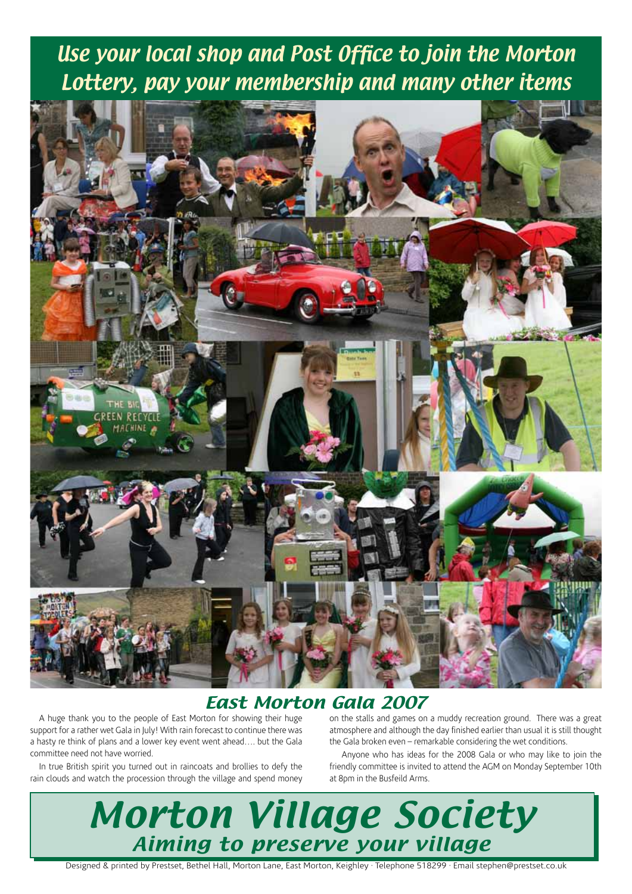## Use your local shop and Post Office to join the Morton Lottery, pay your membership and many other items

# East Morton Gala 2007

A huge thank you to the people of East Morton for showing their huge support for a rather wet Gala in July! With rain forecast to continue there was a hasty re think of plans and a lower key event went ahead…. but the Gala committee need not have worried.

In true British spirit you turned out in raincoats and brollies to defy the rain clouds and watch the procession through the village and spend money on the stalls and games on a muddy recreation ground. There was a great atmosphere and although the day finished earlier than usual it is still thought the Gala broken even – remarkable considering the wet conditions.

Anyone who has ideas for the 2008 Gala or who may like to join the friendly committee is invited to attend the AGM on Monday September 10th at 8pm in the Busfeild Arms.

# Morton Village Society

## Aiming to preserve your village

Designed & printed by Prestset, Bethel Hall, Morton Lane, East Morton, Keighley · Telephone 518299 · Email stephen@prestset.co.uk